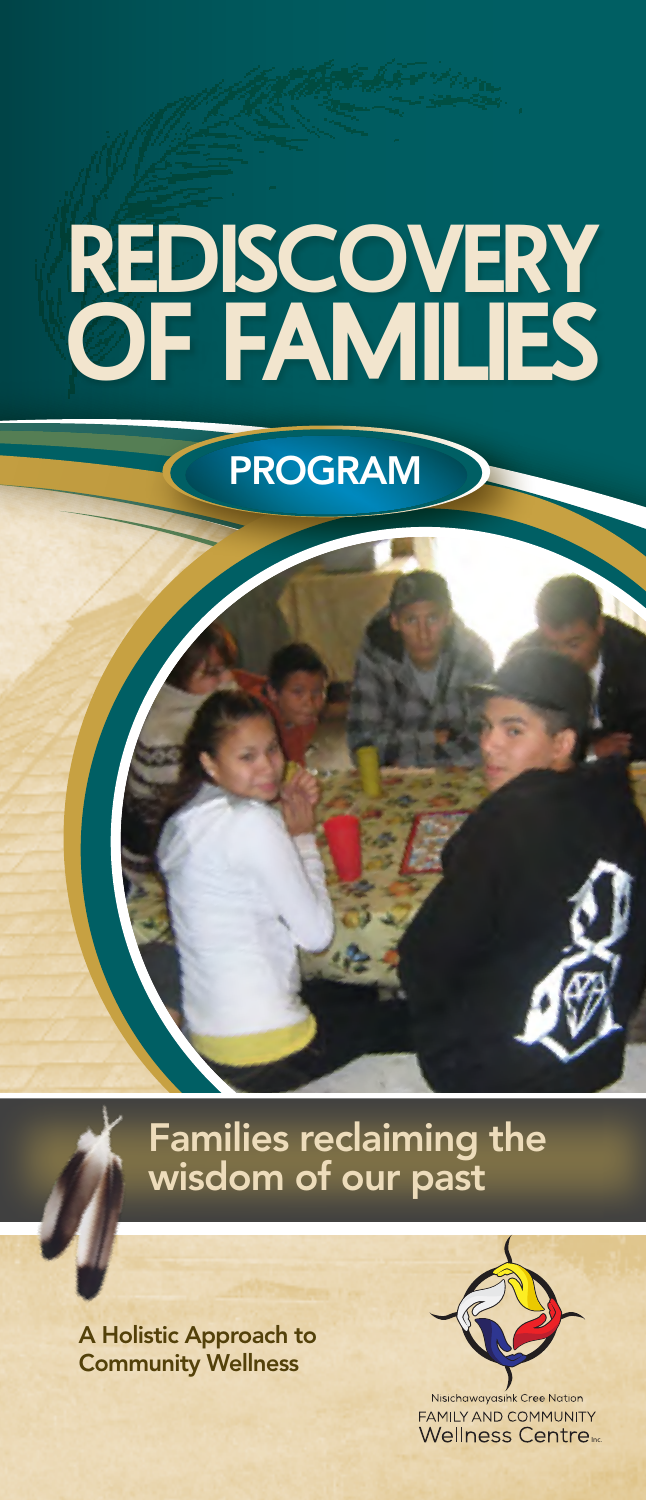# REDISCOVERY OF FAMILIES

## PROGRAM

### Families reclaiming the wisdom of our past

**A Holistic Approach to Community Wellness**

Nisichawayasihk Cree Nation
FAMILY AND COMMUNITY
Wellness Centre Inc.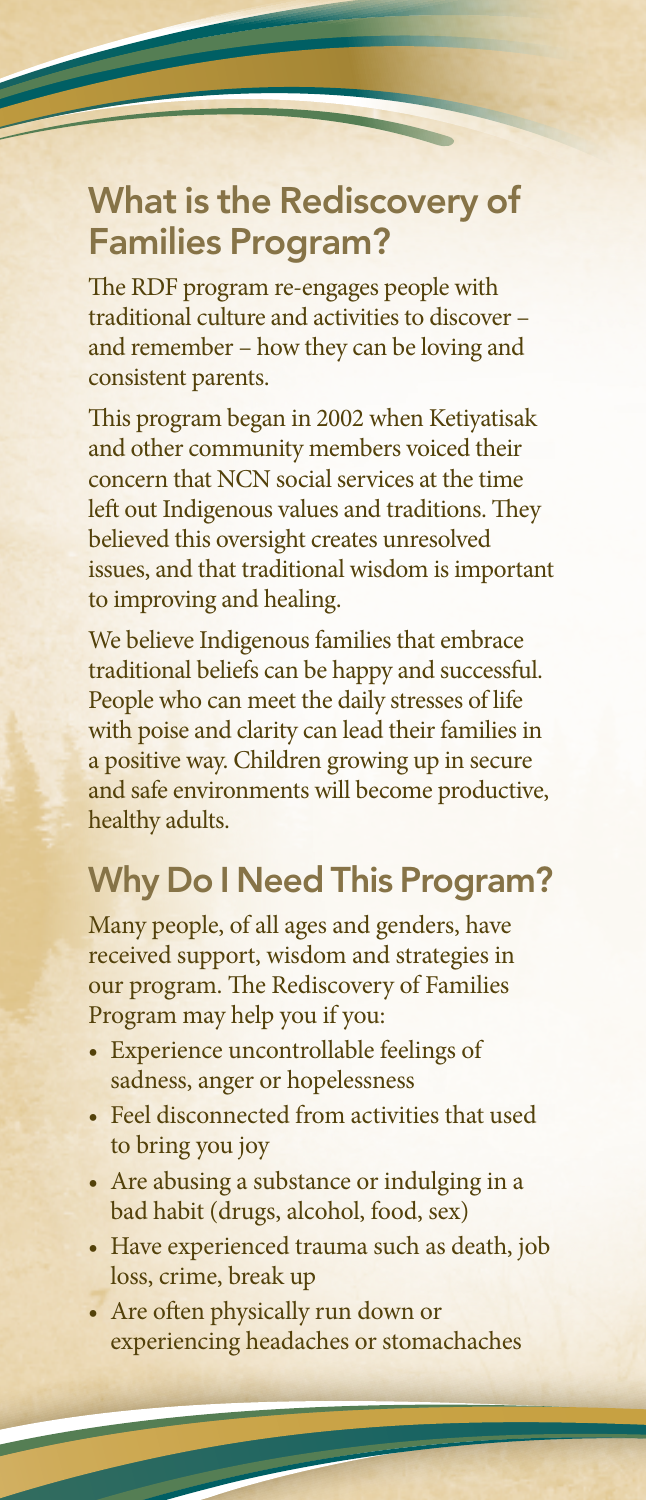## What is the Rediscovery of Families Program?

The RDF program re-engages people with traditional culture and activities to discover – and remember – how they can be loving and consistent parents.

This program began in 2002 when Ketiyatisak and other community members voiced their concern that NCN social services at the time left out Indigenous values and traditions. They believed this oversight creates unresolved issues, and that traditional wisdom is important to improving and healing.

We believe Indigenous families that embrace traditional beliefs can be happy and successful. People who can meet the daily stresses of life with poise and clarity can lead their families in a positive way. Children growing up in secure and safe environments will become productive, healthy adults.

## Why Do I Need This Program?

Many people, of all ages and genders, have received support, wisdom and strategies in our program. The Rediscovery of Families Program may help you if you:

- Experience uncontrollable feelings of sadness, anger or hopelessness
- Feel disconnected from activities that used to bring you joy
- Are abusing a substance or indulging in a bad habit (drugs, alcohol, food, sex)
- Have experienced trauma such as death, job loss, crime, break up
- Are often physically run down or experiencing headaches or stomachaches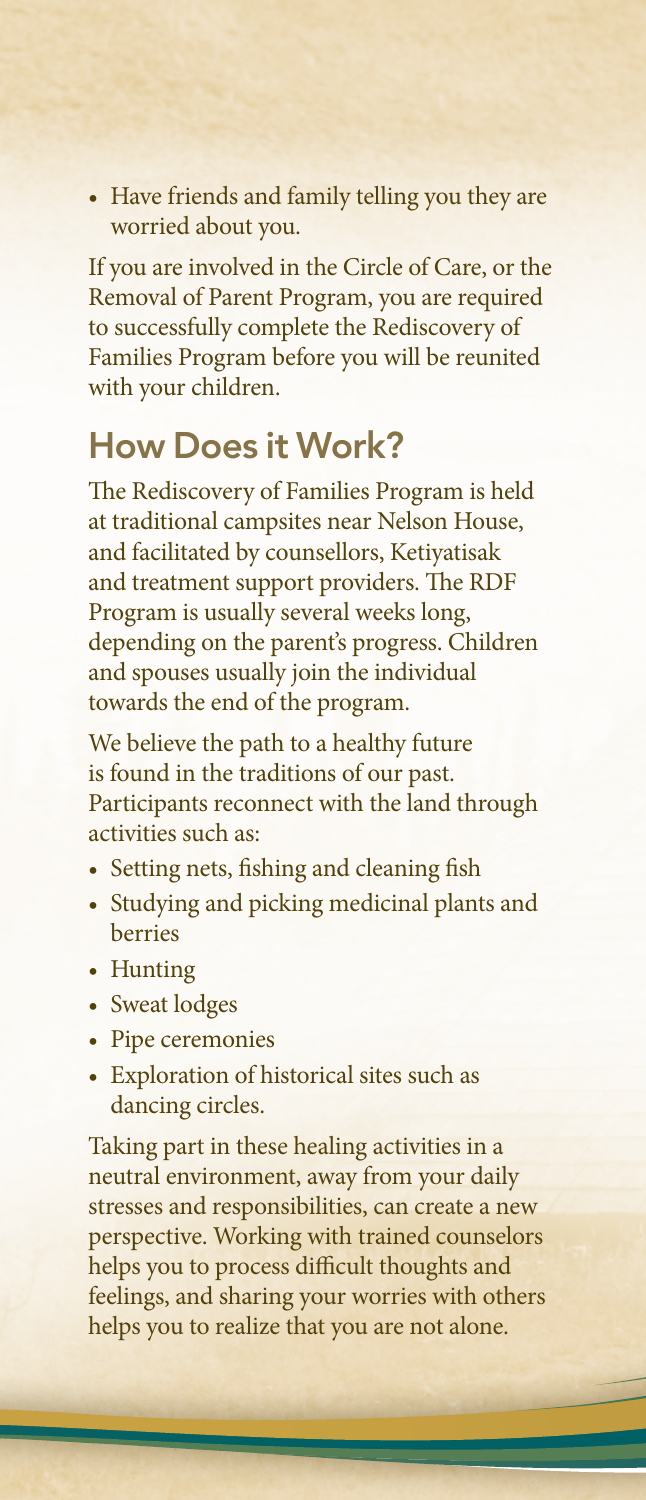- Have friends and family telling you they are worried about you.

If you are involved in the Circle of Care, or the Removal of Parent Program, you are required to successfully complete the Rediscovery of Families Program before you will be reunited with your children.

## How Does it Work?

The Rediscovery of Families Program is held at traditional campsites near Nelson House, and facilitated by counsellors, Ketiyatisak and treatment support providers. The RDF Program is usually several weeks long, depending on the parent's progress. Children and spouses usually join the individual towards the end of the program.

We believe the path to a healthy future is found in the traditions of our past. Participants reconnect with the land through activities such as:

- Setting nets, fishing and cleaning fish
- Studying and picking medicinal plants and berries
- Hunting
- Sweat lodges
- Pipe ceremonies
- Exploration of historical sites such as dancing circles.

Taking part in these healing activities in a neutral environment, away from your daily stresses and responsibilities, can create a new perspective. Working with trained counselors helps you to process difficult thoughts and feelings, and sharing your worries with others helps you to realize that you are not alone.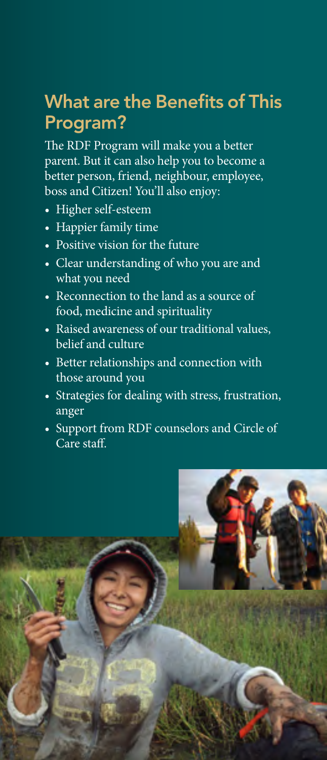## What are the Benefits of This Program?

The RDF Program will make you a better parent. But it can also help you to become a better person, friend, neighbour, employee, boss and Citizen! You'll also enjoy:

- Higher self-esteem
- Happier family time
- Positive vision for the future
- Clear understanding of who you are and what you need
- Reconnection to the land as a source of food, medicine and spirituality
- Raised awareness of our traditional values, belief and culture
- Better relationships and connection with those around you
- Strategies for dealing with stress, frustration, anger
- Support from RDF counselors and Circle of Care staff.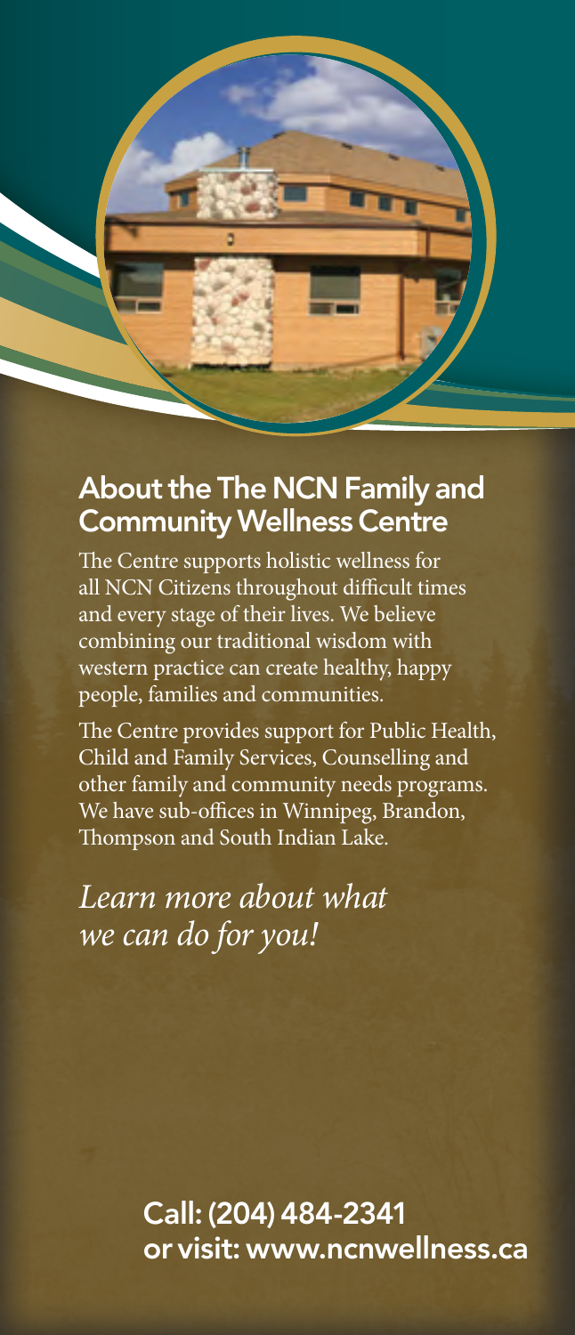## About the The NCN Family and Community Wellness Centre

The Centre supports holistic wellness for all NCN Citizens throughout difficult times and every stage of their lives. We believe combining our traditional wisdom with western practice can create healthy, happy people, families and communities.

The Centre provides support for Public Health, Child and Family Services, Counselling and other family and community needs programs. We have sub-offices in Winnipeg, Brandon, Thompson and South Indian Lake.

*Learn more about what we can do for you!*

**Call: (204) 484-2341**
**or visit: www.ncnwellness.ca**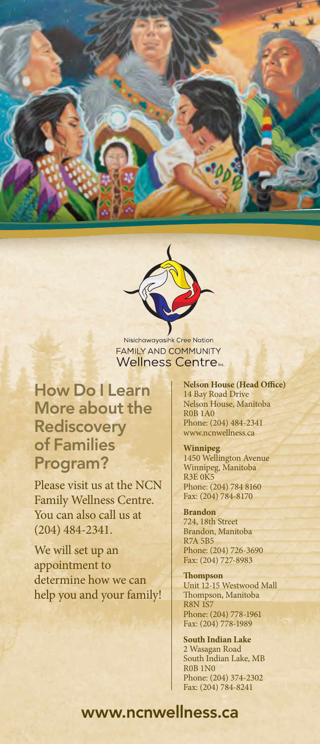Nisichawayasihk Cree Nation
FAMILY AND COMMUNITY
Wellness Centre Inc.

## How Do I Learn More about the Rediscovery of Families Program?

Please visit us at the NCN Family Wellness Centre. You can also call us at (204) 484-2341.

We will set up an appointment to determine how we can help you and your family!

**Nelson House (Head Office)**
14 Bay Road Drive
Nelson House, Manitoba
R0B 1A0
Phone: (204) 484-2341
www.ncnwellness.ca

**Winnipeg**
1450 Wellington Avenue
Winnipeg, Manitoba
R3E 0K5
Phone: (204) 784 8160
Fax: (204) 784-8170

**Brandon**
724, 18th Street
Brandon, Manitoba
R7A 5B5
Phone: (204) 726-3690
Fax: (204) 727-8983

**Thompson**
Unit 12-15 Westwood Mall
Thompson, Manitoba
R8N 1S7
Phone: (204) 778-1961
Fax: (204) 778-1989

**South Indian Lake**
2 Wasagan Road
South Indian Lake, MB
R0B 1N0
Phone: (204) 374-2302
Fax: (204) 784-8241

## www.ncnwellness.ca